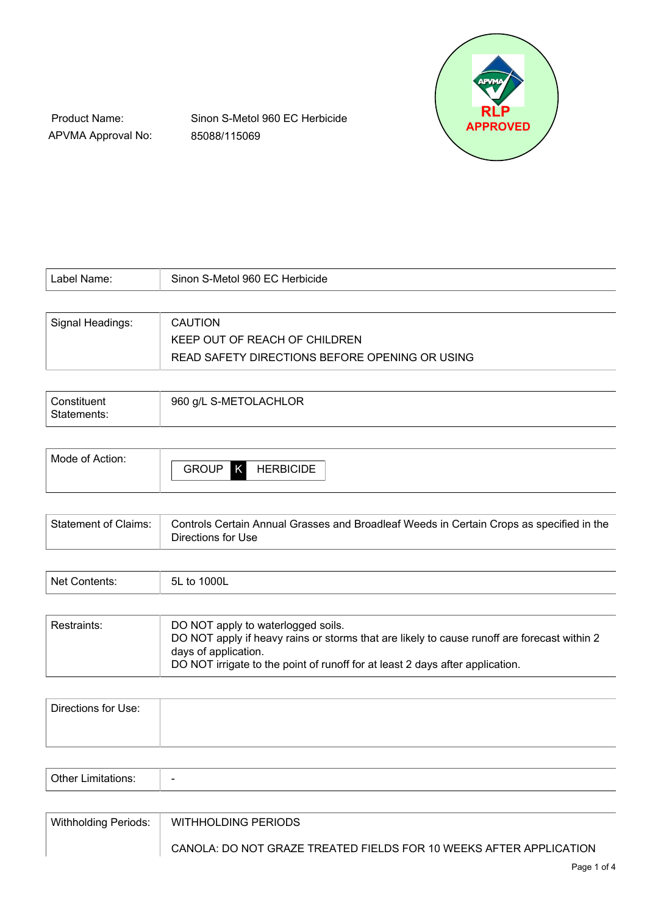Product Name: Sinon S-Metol 960 EC Herbicide

APVMA Approval No: 85088/115069

RLP APPROVED

| Label Name: | Sinon S-Metol 960 EC Herbicide |
|---|---|

| Signal Headings: | CAUTION<br>KEEP OUT OF REACH OF CHILDREN<br>READ SAFETY DIRECTIONS BEFORE OPENING OR USING |
|---|---|

| Constituent Statements: | 960 g/L S-METOLACHLOR |
|---|---|

| Mode of Action: | GROUP **K** HERBICIDE |
|---|---|

| Statement of Claims: | Controls Certain Annual Grasses and Broadleaf Weeds in Certain Crops as specified in the Directions for Use |
|---|---|

| Net Contents: | 5L to 1000L |
|---|---|

| Restraints: | DO NOT apply to waterlogged soils.<br>DO NOT apply if heavy rains or storms that are likely to cause runoff are forecast within 2 days of application.<br>DO NOT irrigate to the point of runoff for at least 2 days after application. |
|---|---|

| Directions for Use: | |
|---|---|

| Other Limitations: | - |
|---|---|

| Withholding Periods: | WITHHOLDING PERIODS<br><br>CANOLA: DO NOT GRAZE TREATED FIELDS FOR 10 WEEKS AFTER APPLICATION |
|---|---|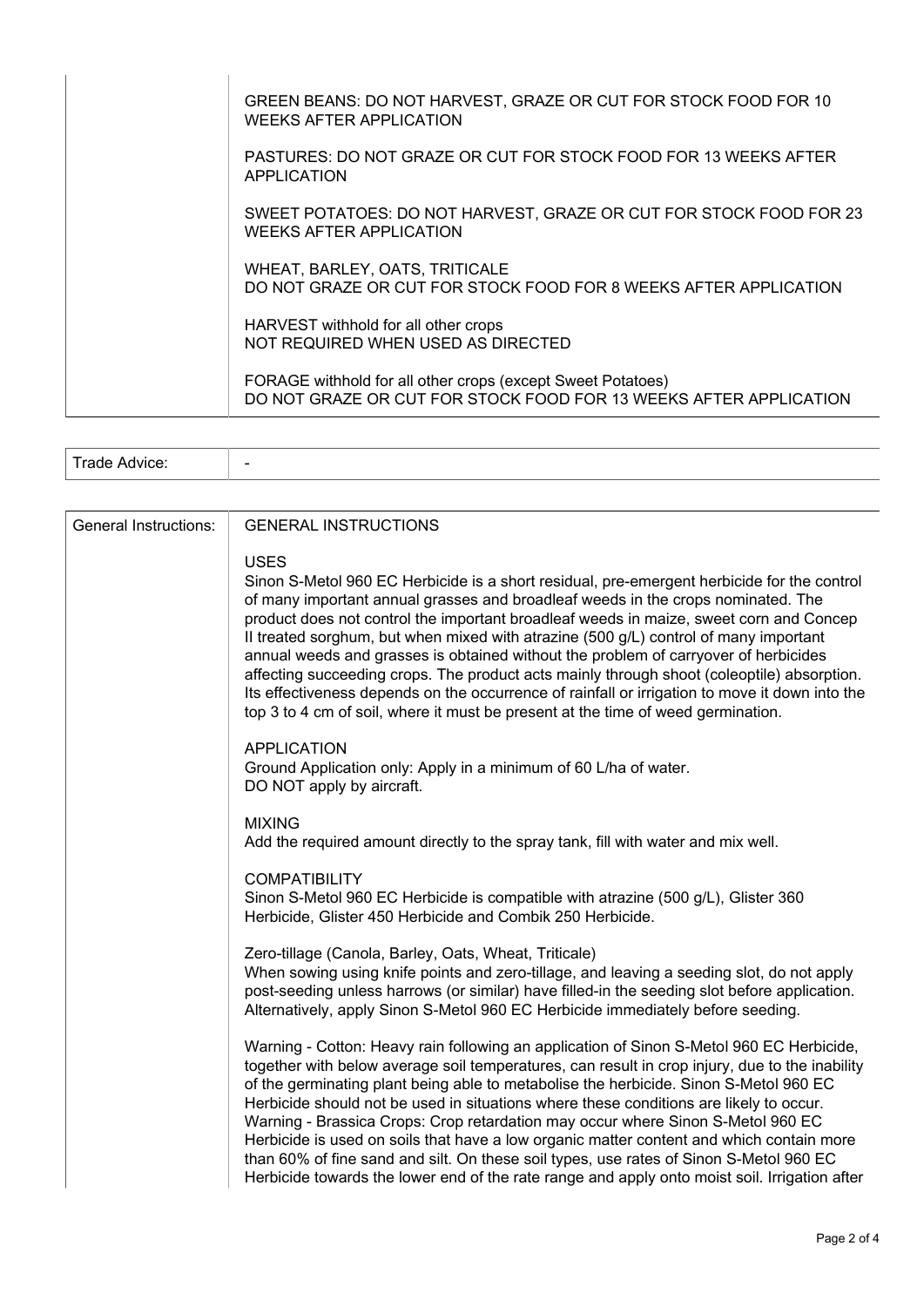| | |
|---|---|
| | GREEN BEANS: DO NOT HARVEST, GRAZE OR CUT FOR STOCK FOOD FOR 10 WEEKS AFTER APPLICATION<br><br>PASTURES: DO NOT GRAZE OR CUT FOR STOCK FOOD FOR 13 WEEKS AFTER APPLICATION<br><br>SWEET POTATOES: DO NOT HARVEST, GRAZE OR CUT FOR STOCK FOOD FOR 23 WEEKS AFTER APPLICATION<br><br>WHEAT, BARLEY, OATS, TRITICALE<br>DO NOT GRAZE OR CUT FOR STOCK FOOD FOR 8 WEEKS AFTER APPLICATION<br><br>HARVEST withhold for all other crops<br>NOT REQUIRED WHEN USED AS DIRECTED<br><br>FORAGE withhold for all other crops (except Sweet Potatoes)<br>DO NOT GRAZE OR CUT FOR STOCK FOOD FOR 13 WEEKS AFTER APPLICATION |

| | |
|---|---|
| Trade Advice: | - |

| | |
|---|---|
| General Instructions: | GENERAL INSTRUCTIONS<br><br>USES<br>Sinon S-Metol 960 EC Herbicide is a short residual, pre-emergent herbicide for the control of many important annual grasses and broadleaf weeds in the crops nominated. The product does not control the important broadleaf weeds in maize, sweet corn and Concep II treated sorghum, but when mixed with atrazine (500 g/L) control of many important annual weeds and grasses is obtained without the problem of carryover of herbicides affecting succeeding crops. The product acts mainly through shoot (coleoptile) absorption. Its effectiveness depends on the occurrence of rainfall or irrigation to move it down into the top 3 to 4 cm of soil, where it must be present at the time of weed germination.<br><br>APPLICATION<br>Ground Application only: Apply in a minimum of 60 L/ha of water.<br>DO NOT apply by aircraft.<br><br>MIXING<br>Add the required amount directly to the spray tank, fill with water and mix well.<br><br>COMPATIBILITY<br>Sinon S-Metol 960 EC Herbicide is compatible with atrazine (500 g/L), Glister 360 Herbicide, Glister 450 Herbicide and Combik 250 Herbicide.<br><br>Zero-tillage (Canola, Barley, Oats, Wheat, Triticale)<br>When sowing using knife points and zero-tillage, and leaving a seeding slot, do not apply post-seeding unless harrows (or similar) have filled-in the seeding slot before application. Alternatively, apply Sinon S-Metol 960 EC Herbicide immediately before seeding.<br><br>Warning - Cotton: Heavy rain following an application of Sinon S-Metol 960 EC Herbicide, together with below average soil temperatures, can result in crop injury, due to the inability of the germinating plant being able to metabolise the herbicide. Sinon S-Metol 960 EC Herbicide should not be used in situations where these conditions are likely to occur.<br>Warning - Brassica Crops: Crop retardation may occur where Sinon S-Metol 960 EC Herbicide is used on soils that have a low organic matter content and which contain more than 60% of fine sand and silt. On these soil types, use rates of Sinon S-Metol 960 EC Herbicide towards the lower end of the rate range and apply onto moist soil. Irrigation after |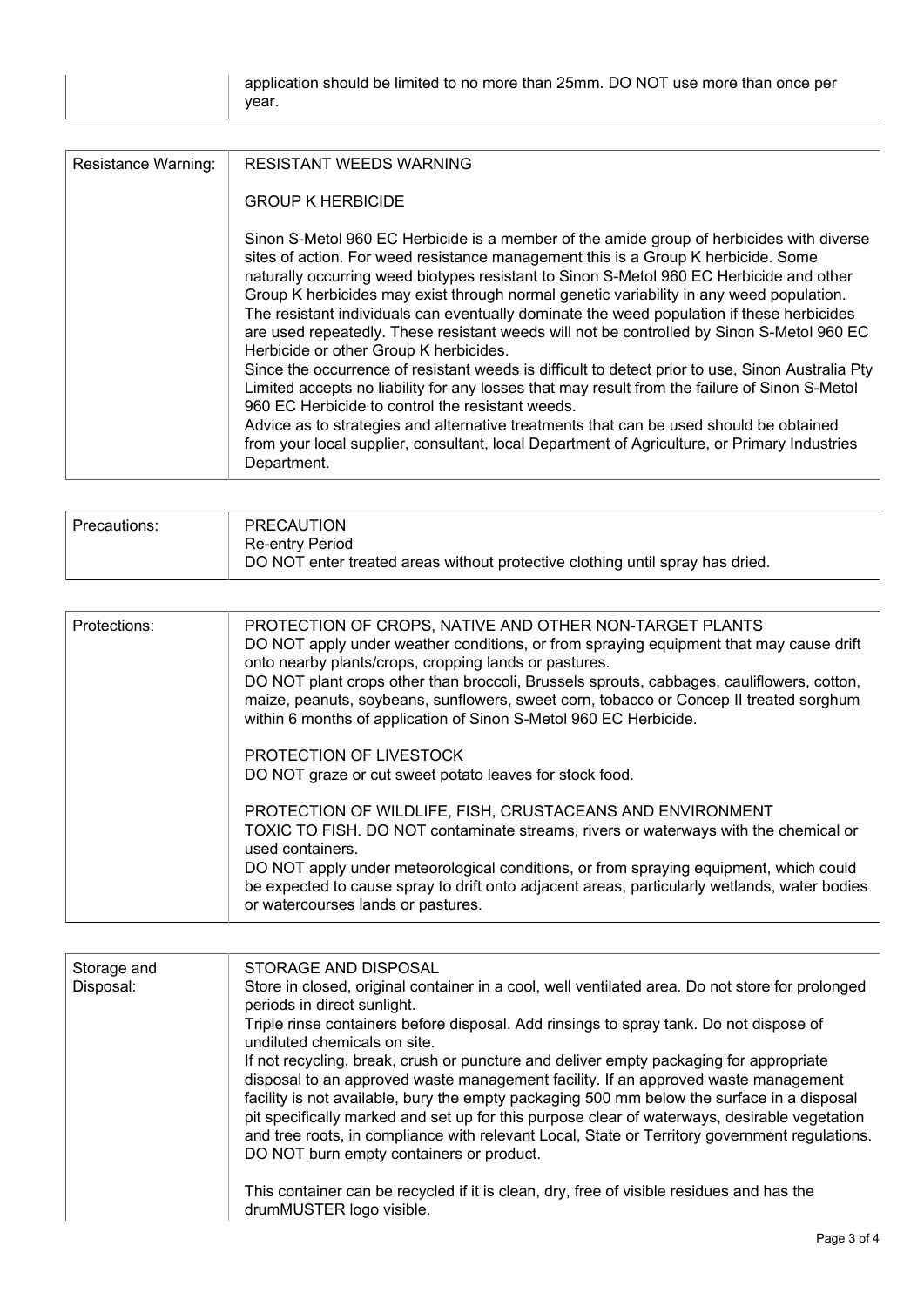| | |
|---|---|
| | application should be limited to no more than 25mm. DO NOT use more than once per year. |

| | |
|---|---|
| Resistance Warning: | RESISTANT WEEDS WARNING<br><br>GROUP K HERBICIDE<br><br>Sinon S-Metol 960 EC Herbicide is a member of the amide group of herbicides with diverse sites of action. For weed resistance management this is a Group K herbicide. Some naturally occurring weed biotypes resistant to Sinon S-Metol 960 EC Herbicide and other Group K herbicides may exist through normal genetic variability in any weed population. The resistant individuals can eventually dominate the weed population if these herbicides are used repeatedly. These resistant weeds will not be controlled by Sinon S-Metol 960 EC Herbicide or other Group K herbicides.<br>Since the occurrence of resistant weeds is difficult to detect prior to use, Sinon Australia Pty Limited accepts no liability for any losses that may result from the failure of Sinon S-Metol 960 EC Herbicide to control the resistant weeds.<br>Advice as to strategies and alternative treatments that can be used should be obtained from your local supplier, consultant, local Department of Agriculture, or Primary Industries Department. |

| | |
|---|---|
| Precautions: | PRECAUTION<br>Re-entry Period<br>DO NOT enter treated areas without protective clothing until spray has dried. |

| | |
|---|---|
| Protections: | PROTECTION OF CROPS, NATIVE AND OTHER NON-TARGET PLANTS<br>DO NOT apply under weather conditions, or from spraying equipment that may cause drift onto nearby plants/crops, cropping lands or pastures.<br>DO NOT plant crops other than broccoli, Brussels sprouts, cabbages, cauliflowers, cotton, maize, peanuts, soybeans, sunflowers, sweet corn, tobacco or Concep II treated sorghum within 6 months of application of Sinon S-Metol 960 EC Herbicide.<br><br>PROTECTION OF LIVESTOCK<br>DO NOT graze or cut sweet potato leaves for stock food.<br><br>PROTECTION OF WILDLIFE, FISH, CRUSTACEANS AND ENVIRONMENT<br>TOXIC TO FISH. DO NOT contaminate streams, rivers or waterways with the chemical or used containers.<br>DO NOT apply under meteorological conditions, or from spraying equipment, which could be expected to cause spray to drift onto adjacent areas, particularly wetlands, water bodies or watercourses lands or pastures. |

| | |
|---|---|
| Storage and Disposal: | STORAGE AND DISPOSAL<br>Store in closed, original container in a cool, well ventilated area. Do not store for prolonged periods in direct sunlight.<br>Triple rinse containers before disposal. Add rinsings to spray tank. Do not dispose of undiluted chemicals on site.<br>If not recycling, break, crush or puncture and deliver empty packaging for appropriate disposal to an approved waste management facility. If an approved waste management facility is not available, bury the empty packaging 500 mm below the surface in a disposal pit specifically marked and set up for this purpose clear of waterways, desirable vegetation and tree roots, in compliance with relevant Local, State or Territory government regulations. DO NOT burn empty containers or product.<br><br>This container can be recycled if it is clean, dry, free of visible residues and has the drumMUSTER logo visible. |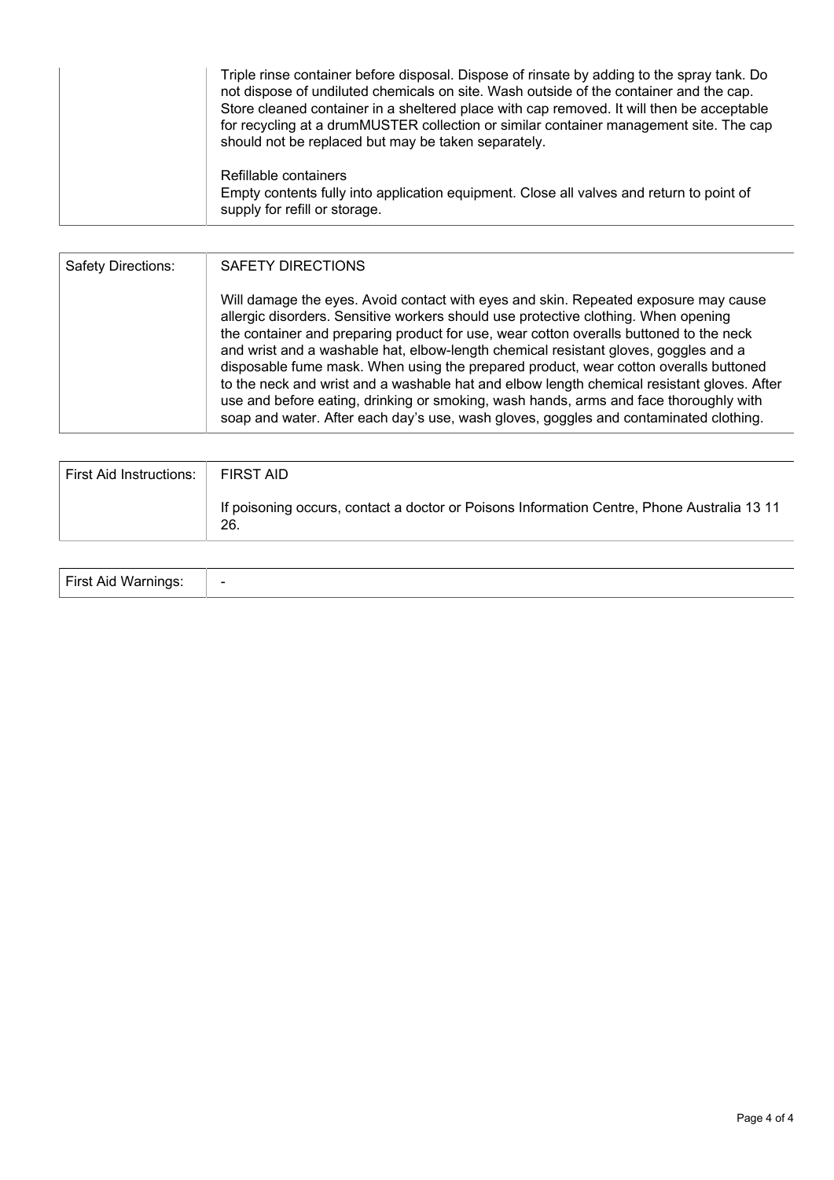| | |
|---|---|
| | Triple rinse container before disposal. Dispose of rinsate by adding to the spray tank. Do not dispose of undiluted chemicals on site. Wash outside of the container and the cap. Store cleaned container in a sheltered place with cap removed. It will then be acceptable for recycling at a drumMUSTER collection or similar container management site. The cap should not be replaced but may be taken separately.<br><br>Refillable containers<br>Empty contents fully into application equipment. Close all valves and return to point of supply for refill or storage. |

| | |
|---|---|
| Safety Directions: | SAFETY DIRECTIONS<br><br>Will damage the eyes. Avoid contact with eyes and skin. Repeated exposure may cause allergic disorders. Sensitive workers should use protective clothing. When opening the container and preparing product for use, wear cotton overalls buttoned to the neck and wrist and a washable hat, elbow-length chemical resistant gloves, goggles and a disposable fume mask. When using the prepared product, wear cotton overalls buttoned to the neck and wrist and a washable hat and elbow length chemical resistant gloves. After use and before eating, drinking or smoking, wash hands, arms and face thoroughly with soap and water. After each day's use, wash gloves, goggles and contaminated clothing. |

| | |
|---|---|
| First Aid Instructions: | FIRST AID<br><br>If poisoning occurs, contact a doctor or Poisons Information Centre, Phone Australia 13 11 26. |

| | |
|---|---|
| First Aid Warnings: | - |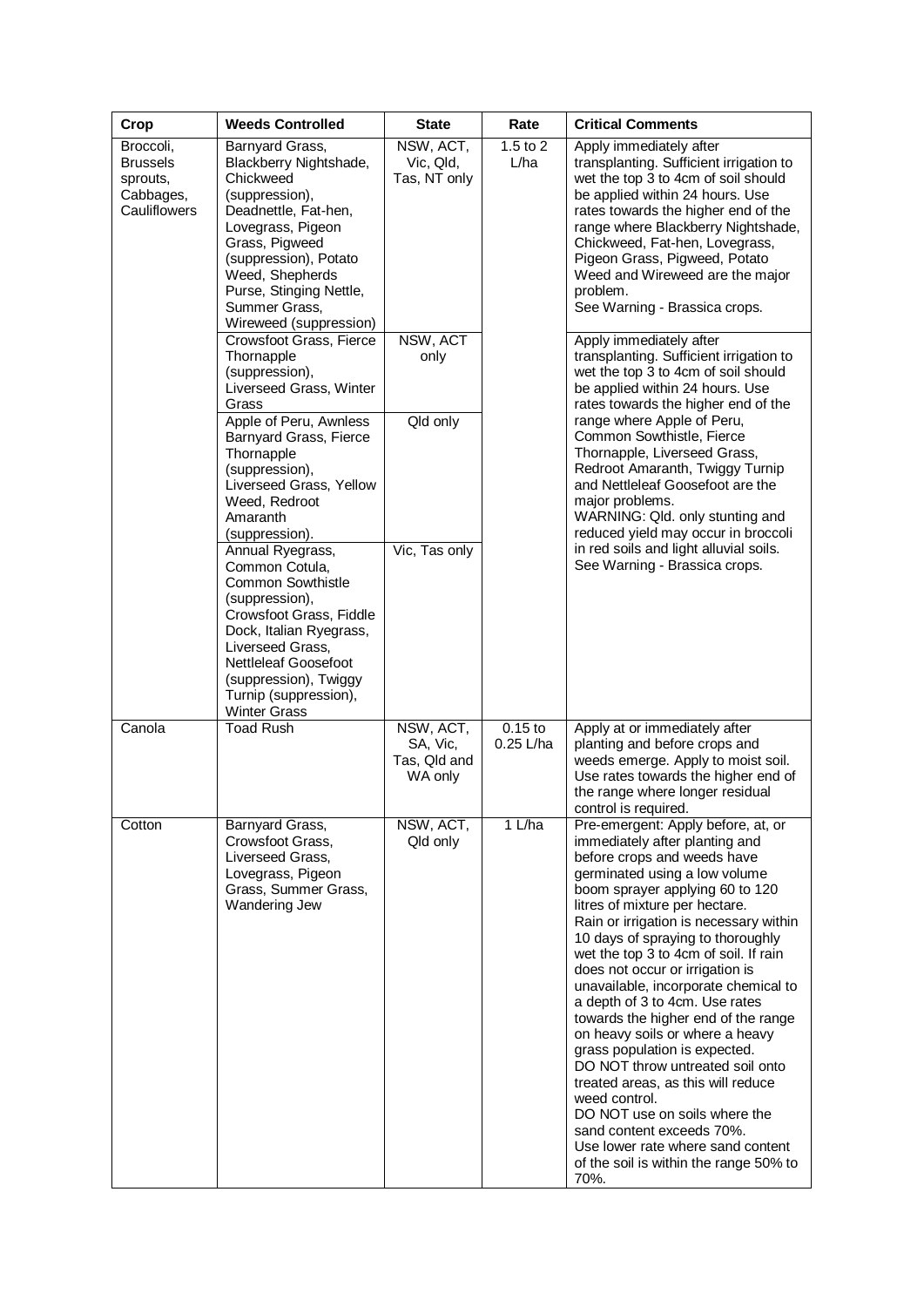| Crop | Weeds Controlled | State | Rate | Critical Comments |
|---|---|---|---|---|
| Broccoli, Brussels sprouts, Cabbages, Cauliflowers | Barnyard Grass, Blackberry Nightshade, Chickweed (suppression), Deadnettle, Fat-hen, Lovegrass, Pigeon Grass, Pigweed (suppression), Potato Weed, Shepherds Purse, Stinging Nettle, Summer Grass, Wireweed (suppression) | NSW, ACT, Vic, Qld, Tas, NT only | 1.5 to 2 L/ha | Apply immediately after transplanting. Sufficient irrigation to wet the top 3 to 4cm of soil should be applied within 24 hours. Use rates towards the higher end of the range where Blackberry Nightshade, Chickweed, Fat-hen, Lovegrass, Pigeon Grass, Pigweed, Potato Weed and Wireweed are the major problem. See Warning - Brassica crops. |
| | Crowsfoot Grass, Fierce Thornapple (suppression), Liverseed Grass, Winter Grass | NSW, ACT only | | Apply immediately after transplanting. Sufficient irrigation to wet the top 3 to 4cm of soil should be applied within 24 hours. Use rates towards the higher end of the range where Apple of Peru, Common Sowthistle, Fierce Thornapple, Liverseed Grass, Redroot Amaranth, Twiggy Turnip and Nettleleaf Goosefoot are the major problems. WARNING: Qld. only stunting and reduced yield may occur in broccoli in red soils and light alluvial soils. See Warning - Brassica crops. |
| | Apple of Peru, Awnless Barnyard Grass, Fierce Thornapple (suppression), Liverseed Grass, Yellow Weed, Redroot Amaranth (suppression). | Qld only | | |
| | Annual Ryegrass, Common Cotula, Common Sowthistle (suppression), Crowsfoot Grass, Fiddle Dock, Italian Ryegrass, Liverseed Grass, Nettleleaf Goosefoot (suppression), Twiggy Turnip (suppression), Winter Grass | Vic, Tas only | | |
| Canola | Toad Rush | NSW, ACT, SA, Vic, Tas, Qld and WA only | 0.15 to 0.25 L/ha | Apply at or immediately after planting and before crops and weeds emerge. Apply to moist soil. Use rates towards the higher end of the range where longer residual control is required. |
| Cotton | Barnyard Grass, Crowsfoot Grass, Liverseed Grass, Lovegrass, Pigeon Grass, Summer Grass, Wandering Jew | NSW, ACT, Qld only | 1 L/ha | Pre-emergent: Apply before, at, or immediately after planting and before crops and weeds have germinated using a low volume boom sprayer applying 60 to 120 litres of mixture per hectare. Rain or irrigation is necessary within 10 days of spraying to thoroughly wet the top 3 to 4cm of soil. If rain does not occur or irrigation is unavailable, incorporate chemical to a depth of 3 to 4cm. Use rates towards the higher end of the range on heavy soils or where a heavy grass population is expected. DO NOT throw untreated soil onto treated areas, as this will reduce weed control. DO NOT use on soils where the sand content exceeds 70%. Use lower rate where sand content of the soil is within the range 50% to 70%. |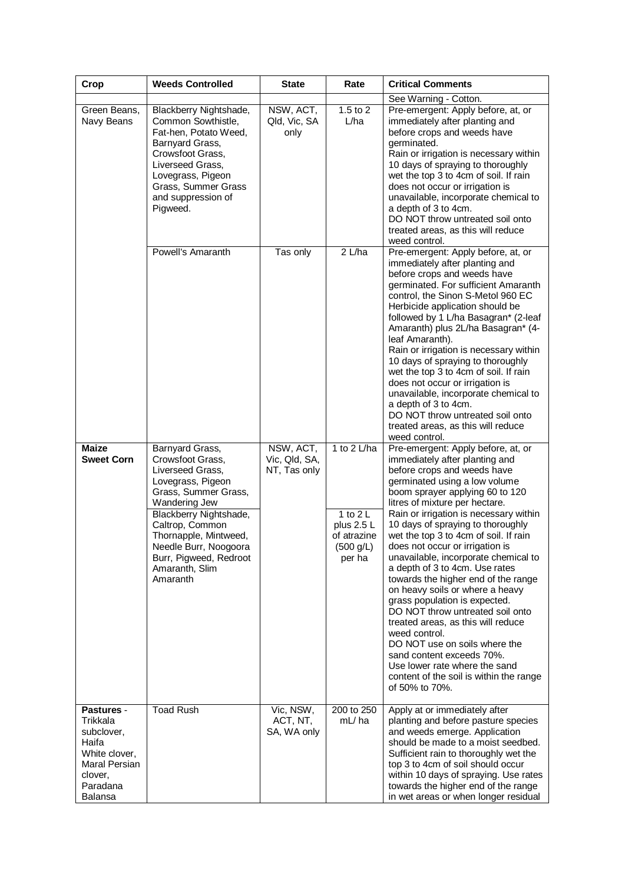| Crop | Weeds Controlled | State | Rate | Critical Comments |
|---|---|---|---|---|
| | | | | See Warning - Cotton. |
| Green Beans, Navy Beans | Blackberry Nightshade, Common Sowthistle, Fat-hen, Potato Weed, Barnyard Grass, Crowsfoot Grass, Liverseed Grass, Lovegrass, Pigeon Grass, Summer Grass and suppression of Pigweed. | NSW, ACT, Qld, Vic, SA only | 1.5 to 2 L/ha | Pre-emergent: Apply before, at, or immediately after planting and before crops and weeds have germinated.<br>Rain or irrigation is necessary within 10 days of spraying to thoroughly wet the top 3 to 4cm of soil. If rain does not occur or irrigation is unavailable, incorporate chemical to a depth of 3 to 4cm.<br>DO NOT throw untreated soil onto treated areas, as this will reduce weed control. |
| | Powell's Amaranth | Tas only | 2 L/ha | Pre-emergent: Apply before, at, or immediately after planting and before crops and weeds have germinated. For sufficient Amaranth control, the Sinon S-Metol 960 EC Herbicide application should be followed by 1 L/ha Basagran* (2-leaf Amaranth) plus 2L/ha Basagran* (4-leaf Amaranth).<br>Rain or irrigation is necessary within 10 days of spraying to thoroughly wet the top 3 to 4cm of soil. If rain does not occur or irrigation is unavailable, incorporate chemical to a depth of 3 to 4cm.<br>DO NOT throw untreated soil onto treated areas, as this will reduce weed control. |
| **Maize Sweet Corn** | Barnyard Grass, Crowsfoot Grass, Liverseed Grass, Lovegrass, Pigeon Grass, Summer Grass, Wandering Jew | NSW, ACT, Vic, Qld, SA, NT, Tas only | 1 to 2 L/ha | Pre-emergent: Apply before, at, or immediately after planting and before crops and weeds have germinated using a low volume boom sprayer applying 60 to 120 litres of mixture per hectare. |
| | Blackberry Nightshade, Caltrop, Common Thornapple, Mintweed, Needle Burr, Noogoora Burr, Pigweed, Redroot Amaranth, Slim Amaranth | | 1 to 2 L plus 2.5 L of atrazine (500 g/L) per ha | Rain or irrigation is necessary within 10 days of spraying to thoroughly wet the top 3 to 4cm of soil. If rain does not occur or irrigation is unavailable, incorporate chemical to a depth of 3 to 4cm. Use rates towards the higher end of the range on heavy soils or where a heavy grass population is expected.<br>DO NOT throw untreated soil onto treated areas, as this will reduce weed control.<br>DO NOT use on soils where the sand content exceeds 70%.<br>Use lower rate where the sand content of the soil is within the range of 50% to 70%. |
| **Pastures** - Trikkala subclover, Haifa White clover, Maral Persian clover, Paradana Balansa | Toad Rush | Vic, NSW, ACT, NT, SA, WA only | 200 to 250 mL/ ha | Apply at or immediately after planting and before pasture species and weeds emerge. Application should be made to a moist seedbed. Sufficient rain to thoroughly wet the top 3 to 4cm of soil should occur within 10 days of spraying. Use rates towards the higher end of the range in wet areas or when longer residual |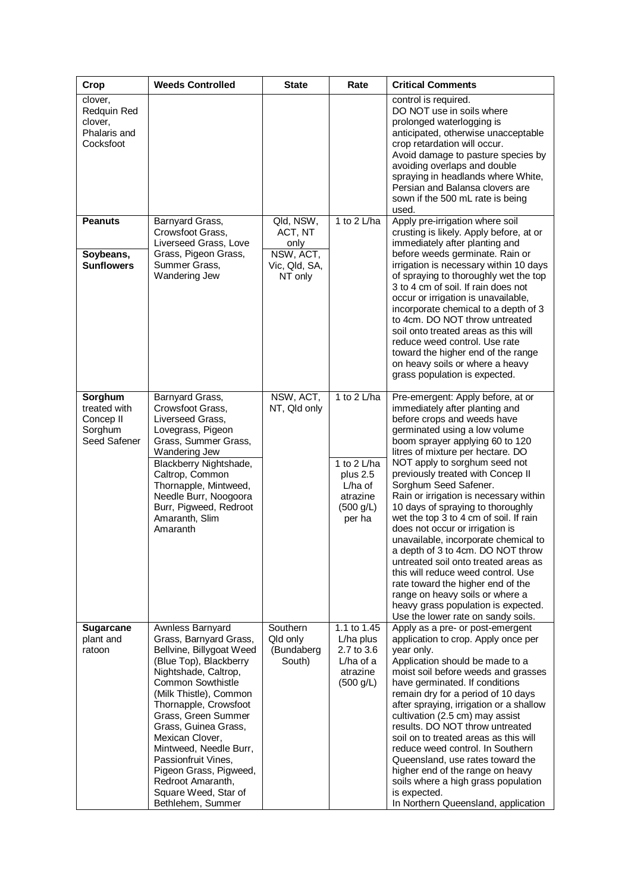| Crop | Weeds Controlled | State | Rate | Critical Comments |
|---|---|---|---|---|
| clover, Redquin Red clover, Phalaris and Cocksfoot | | | | control is required. DO NOT use in soils where prolonged waterlogging is anticipated, otherwise unacceptable crop retardation will occur. Avoid damage to pasture species by avoiding overlaps and double spraying in headlands where White, Persian and Balansa clovers are sown if the 500 mL rate is being used. |
| **Peanuts** | Barnyard Grass, Crowsfoot Grass, Liverseed Grass, Love Grass, Pigeon Grass, Summer Grass, Wandering Jew | Qld, NSW, ACT, NT only | 1 to 2 L/ha | Apply pre-irrigation where soil crusting is likely. Apply before, at or immediately after planting and before weeds germinate. Rain or irrigation is necessary within 10 days of spraying to thoroughly wet the top 3 to 4 cm of soil. If rain does not occur or irrigation is unavailable, incorporate chemical to a depth of 3 to 4cm. DO NOT throw untreated soil onto treated areas as this will reduce weed control. Use rate toward the higher end of the range on heavy soils or where a heavy grass population is expected. |
| **Soybeans, Sunflowers** | | NSW, ACT, Vic, Qld, SA, NT only | | |
| **Sorghum** treated with Concep II Sorghum Seed Safener | Barnyard Grass, Crowsfoot Grass, Liverseed Grass, Lovegrass, Pigeon Grass, Summer Grass, Wandering Jew | NSW, ACT, NT, Qld only | 1 to 2 L/ha | Pre-emergent: Apply before, at or immediately after planting and before crops and weeds have germinated using a low volume boom sprayer applying 60 to 120 litres of mixture per hectare. DO NOT apply to sorghum seed not previously treated with Concep II Sorghum Seed Safener. Rain or irrigation is necessary within 10 days of spraying to thoroughly wet the top 3 to 4 cm of soil. If rain does not occur or irrigation is unavailable, incorporate chemical to a depth of 3 to 4cm. DO NOT throw untreated soil onto treated areas as this will reduce weed control. Use rate toward the higher end of the range on heavy soils or where a heavy grass population is expected. Use the lower rate on sandy soils. |
| | Blackberry Nightshade, Caltrop, Common Thornapple, Mintweed, Needle Burr, Noogoora Burr, Pigweed, Redroot Amaranth, Slim Amaranth | | 1 to 2 L/ha plus 2.5 L/ha of atrazine (500 g/L) per ha | |
| **Sugarcane** plant and ratoon | Awnless Barnyard Grass, Barnyard Grass, Bellvine, Billygoat Weed (Blue Top), Blackberry Nightshade, Caltrop, Common Sowthistle (Milk Thistle), Common Thornapple, Crowsfoot Grass, Green Summer Grass, Guinea Grass, Mexican Clover, Mintweed, Needle Burr, Passionfruit Vines, Pigeon Grass, Pigweed, Redroot Amaranth, Square Weed, Star of Bethlehem, Summer | Southern Qld only (Bundaberg South) | 1.1 to 1.45 L/ha plus 2.7 to 3.6 L/ha of a atrazine (500 g/L) | Apply as a pre- or post-emergent application to crop. Apply once per year only. Application should be made to a moist soil before weeds and grasses have germinated. If conditions remain dry for a period of 10 days after spraying, irrigation or a shallow cultivation (2.5 cm) may assist results. DO NOT throw untreated soil on to treated areas as this will reduce weed control. In Southern Queensland, use rates toward the higher end of the range on heavy soils where a high grass population is expected. In Northern Queensland, application |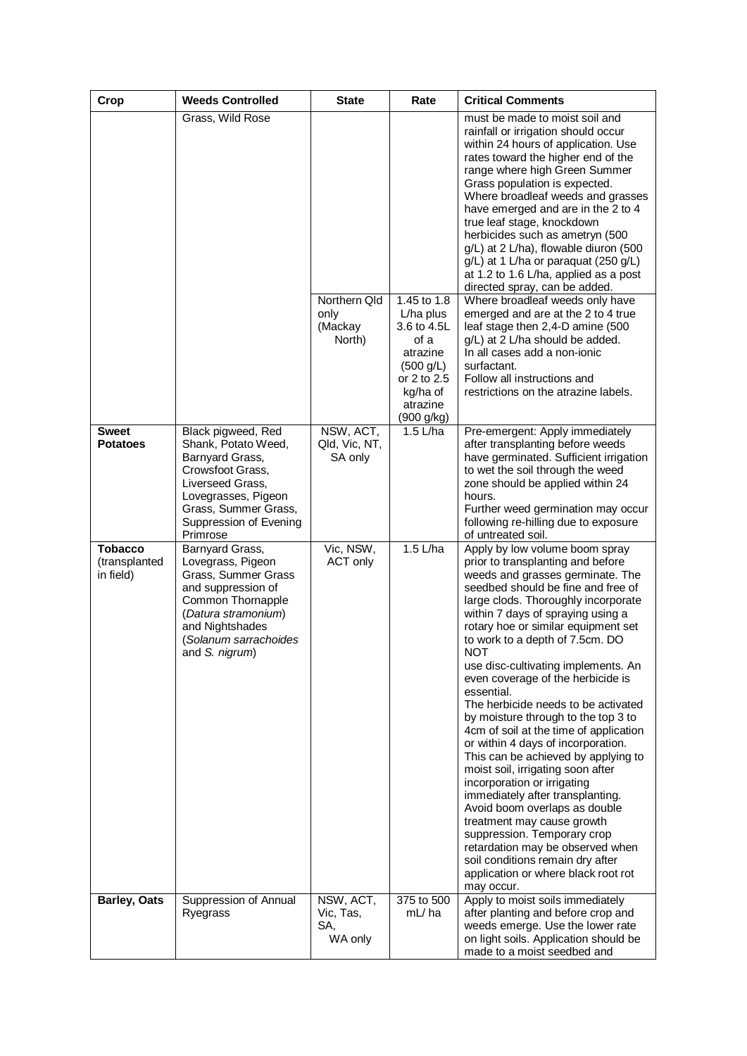| Crop | Weeds Controlled | State | Rate | Critical Comments |
|---|---|---|---|---|
| | Grass, Wild Rose | | | must be made to moist soil and rainfall or irrigation should occur within 24 hours of application. Use rates toward the higher end of the range where high Green Summer Grass population is expected. Where broadleaf weeds and grasses have emerged and are in the 2 to 4 true leaf stage, knockdown herbicides such as ametryn (500 g/L) at 2 L/ha), flowable diuron (500 g/L) at 1 L/ha or paraquat (250 g/L) at 1.2 to 1.6 L/ha, applied as a post directed spray, can be added. |
| | | Northern Qld only (Mackay North) | 1.45 to 1.8 L/ha plus 3.6 to 4.5L of a atrazine (500 g/L) or 2 to 2.5 kg/ha of atrazine (900 g/kg) | Where broadleaf weeds only have emerged and are at the 2 to 4 true leaf stage then 2,4-D amine (500 g/L) at 2 L/ha should be added.<br>In all cases add a non-ionic surfactant.<br>Follow all instructions and restrictions on the atrazine labels. |
| **Sweet Potatoes** | Black pigweed, Red Shank, Potato Weed, Barnyard Grass, Crowsfoot Grass, Liverseed Grass, Lovegrasses, Pigeon Grass, Summer Grass, Suppression of Evening Primrose | NSW, ACT, Qld, Vic, NT, SA only | 1.5 L/ha | Pre-emergent: Apply immediately after transplanting before weeds have germinated. Sufficient irrigation to wet the soil through the weed zone should be applied within 24 hours.<br>Further weed germination may occur following re-hilling due to exposure of untreated soil. |
| **Tobacco** (transplanted in field) | Barnyard Grass, Lovegrass, Pigeon Grass, Summer Grass and suppression of Common Thornapple (*Datura stramonium*) and Nightshades (*Solanum sarrachoides* and *S. nigrum*) | Vic, NSW, ACT only | 1.5 L/ha | Apply by low volume boom spray prior to transplanting and before weeds and grasses germinate. The seedbed should be fine and free of large clods. Thoroughly incorporate within 7 days of spraying using a rotary hoe or similar equipment set to work to a depth of 7.5cm. DO NOT use disc-cultivating implements. An even coverage of the herbicide is essential.<br>The herbicide needs to be activated by moisture through to the top 3 to 4cm of soil at the time of application or within 4 days of incorporation. This can be achieved by applying to moist soil, irrigating soon after incorporation or irrigating immediately after transplanting. Avoid boom overlaps as double treatment may cause growth suppression. Temporary crop retardation may be observed when soil conditions remain dry after application or where black root rot may occur. |
| **Barley, Oats** | Suppression of Annual Ryegrass | NSW, ACT, Vic, Tas, SA, WA only | 375 to 500 mL/ ha | Apply to moist soils immediately after planting and before crop and weeds emerge. Use the lower rate on light soils. Application should be made to a moist seedbed and |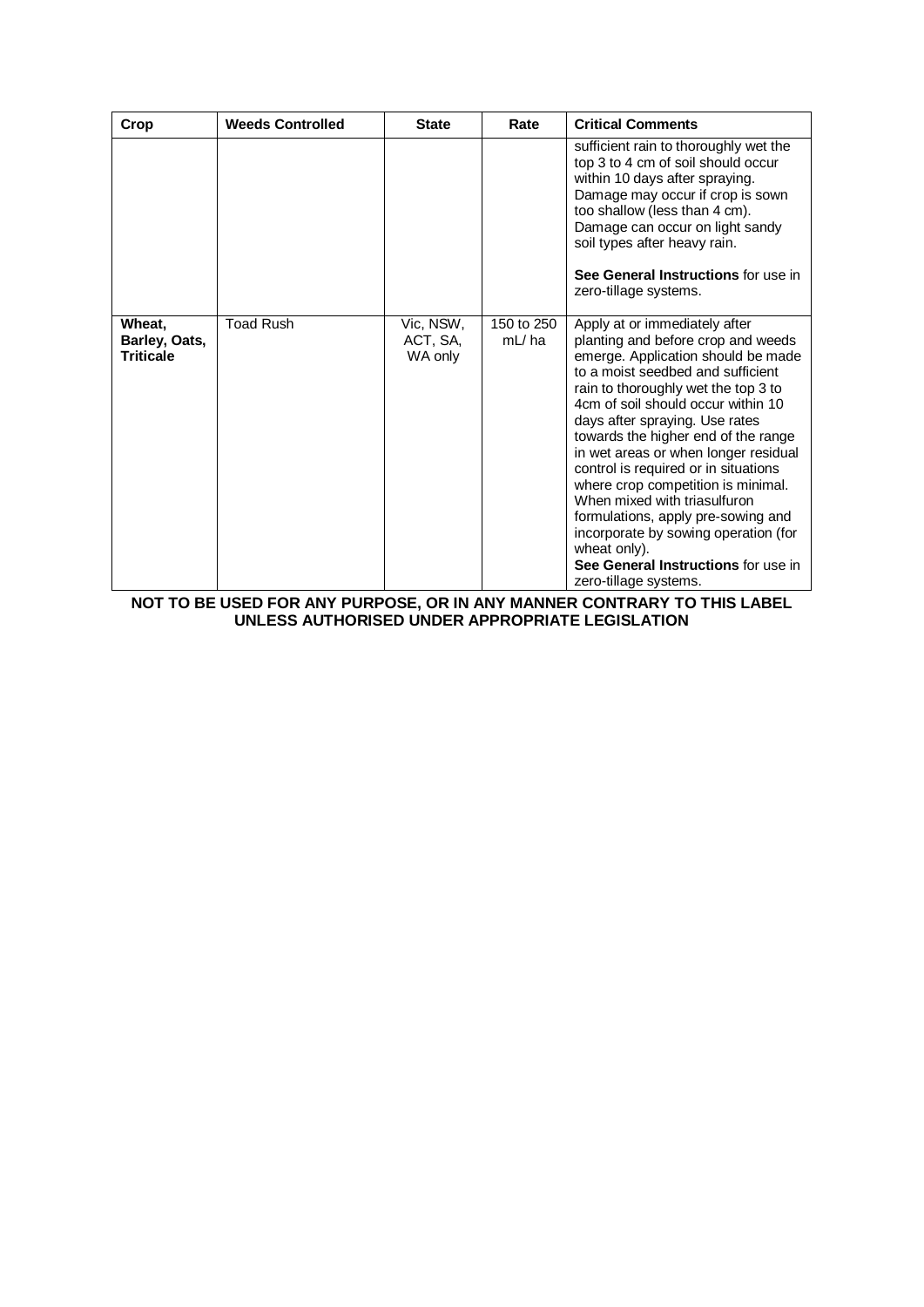| Crop | Weeds Controlled | State | Rate | Critical Comments |
|---|---|---|---|---|
| | | | | sufficient rain to thoroughly wet the top 3 to 4 cm of soil should occur within 10 days after spraying. Damage may occur if crop is sown too shallow (less than 4 cm). Damage can occur on light sandy soil types after heavy rain. **See General Instructions** for use in zero-tillage systems. |
| **Wheat, Barley, Oats, Triticale** | Toad Rush | Vic, NSW, ACT, SA, WA only | 150 to 250 mL/ ha | Apply at or immediately after planting and before crop and weeds emerge. Application should be made to a moist seedbed and sufficient rain to thoroughly wet the top 3 to 4cm of soil should occur within 10 days after spraying. Use rates towards the higher end of the range in wet areas or when longer residual control is required or in situations where crop competition is minimal. When mixed with triasulfuron formulations, apply pre-sowing and incorporate by sowing operation (for wheat only). **See General Instructions** for use in zero-tillage systems. |

**NOT TO BE USED FOR ANY PURPOSE, OR IN ANY MANNER CONTRARY TO THIS LABEL UNLESS AUTHORISED UNDER APPROPRIATE LEGISLATION**